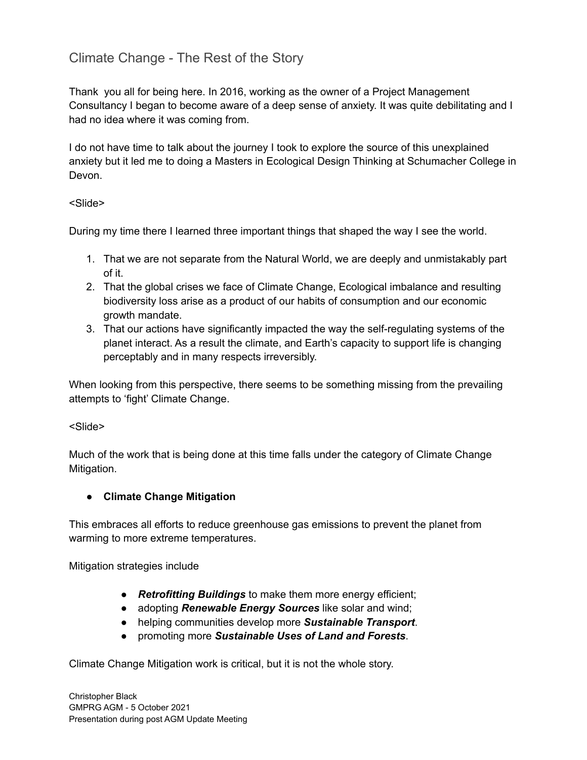# Climate Change - The Rest of the Story

Thank you all for being here. In 2016, working as the owner of a Project Management Consultancy I began to become aware of a deep sense of anxiety. It was quite debilitating and I had no idea where it was coming from.

I do not have time to talk about the journey I took to explore the source of this unexplained anxiety but it led me to doing a Masters in Ecological Design Thinking at Schumacher College in Devon.

<Slide>

During my time there I learned three important things that shaped the way I see the world.

1. That we are not separate from the Natural World, we are deeply and unmistakably part of it.
2. That the global crises we face of Climate Change, Ecological imbalance and resulting biodiversity loss arise as a product of our habits of consumption and our economic growth mandate.
3. That our actions have significantly impacted the way the self-regulating systems of the planet interact. As a result the climate, and Earth's capacity to support life is changing perceptably and in many respects irreversibly.

When looking from this perspective, there seems to be something missing from the prevailing attempts to 'fight' Climate Change.

<Slide>

Much of the work that is being done at this time falls under the category of Climate Change Mitigation.

- **Climate Change Mitigation**

This embraces all efforts to reduce greenhouse gas emissions to prevent the planet from warming to more extreme temperatures.

Mitigation strategies include

- ***Retrofitting Buildings*** to make them more energy efficient;
- adopting ***Renewable Energy Sources*** like solar and wind;
- helping communities develop more ***Sustainable Transport***.
- promoting more ***Sustainable Uses of Land and Forests***.

Climate Change Mitigation work is critical, but it is not the whole story.

Christopher Black
GMPRG AGM - 5 October 2021
Presentation during post AGM Update Meeting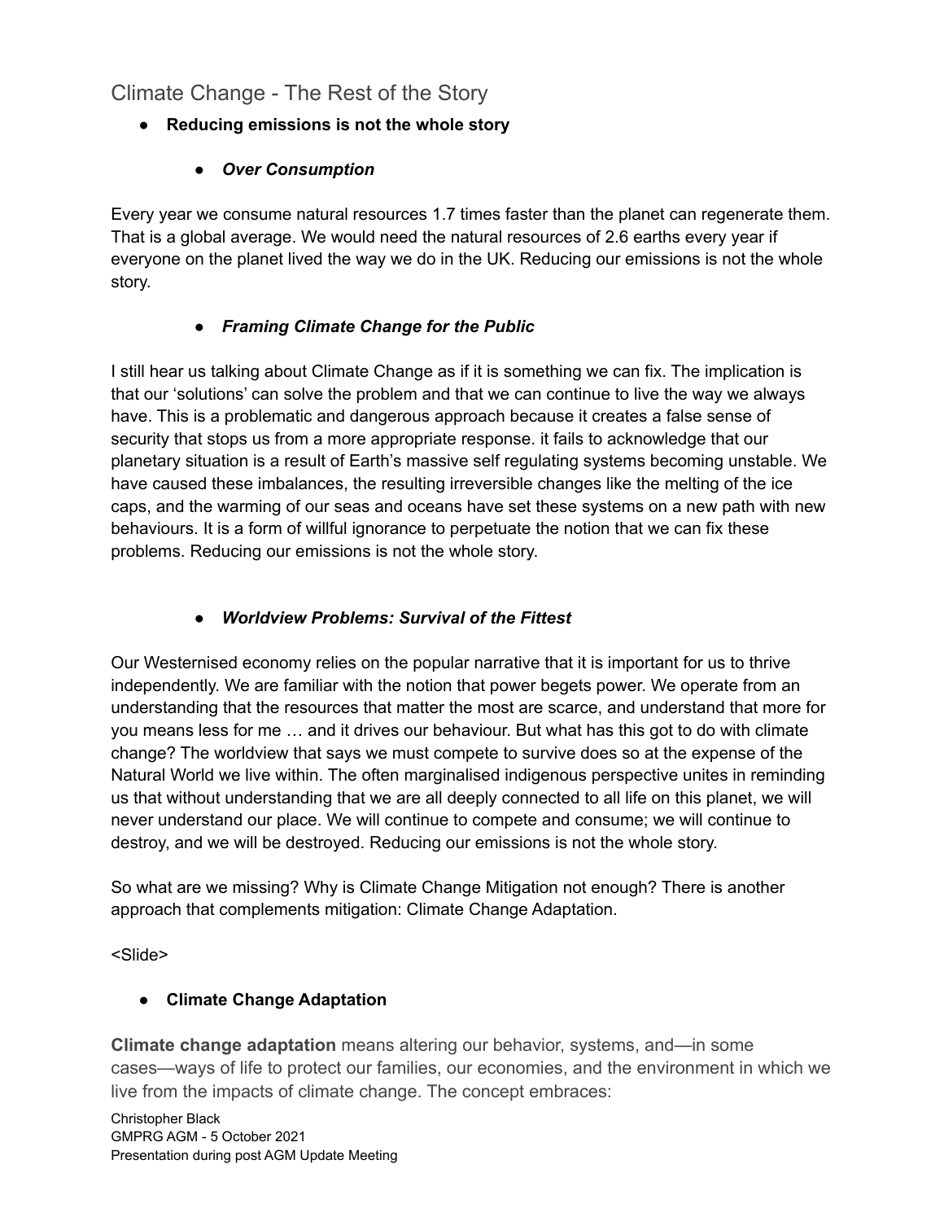## Climate Change - The Rest of the Story

- **Reducing emissions is not the whole story**

    - ***Over Consumption***

Every year we consume natural resources 1.7 times faster than the planet can regenerate them. That is a global average. We would need the natural resources of 2.6 earths every year if everyone on the planet lived the way we do in the UK. Reducing our emissions is not the whole story.

- ***Framing Climate Change for the Public***

I still hear us talking about Climate Change as if it is something we can fix. The implication is that our 'solutions' can solve the problem and that we can continue to live the way we always have. This is a problematic and dangerous approach because it creates a false sense of security that stops us from a more appropriate response. it fails to acknowledge that our planetary situation is a result of Earth's massive self regulating systems becoming unstable. We have caused these imbalances, the resulting irreversible changes like the melting of the ice caps, and the warming of our seas and oceans have set these systems on a new path with new behaviours. It is a form of willful ignorance to perpetuate the notion that we can fix these problems. Reducing our emissions is not the whole story.

- ***Worldview Problems: Survival of the Fittest***

Our Westernised economy relies on the popular narrative that it is important for us to thrive independently. We are familiar with the notion that power begets power. We operate from an understanding that the resources that matter the most are scarce, and understand that more for you means less for me … and it drives our behaviour. But what has this got to do with climate change? The worldview that says we must compete to survive does so at the expense of the Natural World we live within. The often marginalised indigenous perspective unites in reminding us that without understanding that we are all deeply connected to all life on this planet, we will never understand our place. We will continue to compete and consume; we will continue to destroy, and we will be destroyed. Reducing our emissions is not the whole story.

So what are we missing? Why is Climate Change Mitigation not enough? There is another approach that complements mitigation: Climate Change Adaptation.

<Slide>

- **Climate Change Adaptation**

**Climate change adaptation** means altering our behavior, systems, and—in some cases—ways of life to protect our families, our economies, and the environment in which we live from the impacts of climate change. The concept embraces: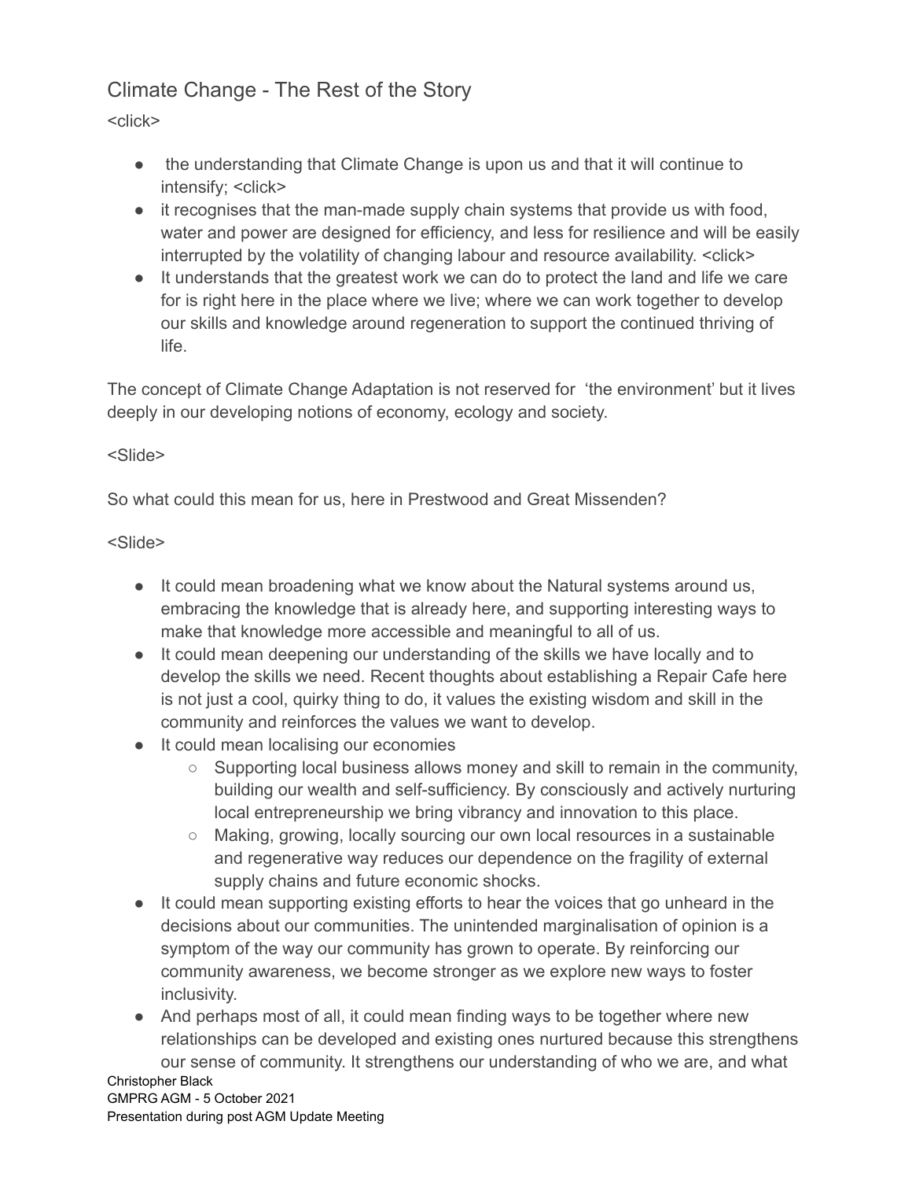## Climate Change - The Rest of the Story

<click>

- the understanding that Climate Change is upon us and that it will continue to intensify; <click>
- it recognises that the man-made supply chain systems that provide us with food, water and power are designed for efficiency, and less for resilience and will be easily interrupted by the volatility of changing labour and resource availability. <click>
- It understands that the greatest work we can do to protect the land and life we care for is right here in the place where we live; where we can work together to develop our skills and knowledge around regeneration to support the continued thriving of life.

The concept of Climate Change Adaptation is not reserved for 'the environment' but it lives deeply in our developing notions of economy, ecology and society.

<Slide>

So what could this mean for us, here in Prestwood and Great Missenden?

<Slide>

- It could mean broadening what we know about the Natural systems around us, embracing the knowledge that is already here, and supporting interesting ways to make that knowledge more accessible and meaningful to all of us.
- It could mean deepening our understanding of the skills we have locally and to develop the skills we need. Recent thoughts about establishing a Repair Cafe here is not just a cool, quirky thing to do, it values the existing wisdom and skill in the community and reinforces the values we want to develop.
- It could mean localising our economies
  - Supporting local business allows money and skill to remain in the community, building our wealth and self-sufficiency. By consciously and actively nurturing local entrepreneurship we bring vibrancy and innovation to this place.
  - Making, growing, locally sourcing our own local resources in a sustainable and regenerative way reduces our dependence on the fragility of external supply chains and future economic shocks.
- It could mean supporting existing efforts to hear the voices that go unheard in the decisions about our communities. The unintended marginalisation of opinion is a symptom of the way our community has grown to operate. By reinforcing our community awareness, we become stronger as we explore new ways to foster inclusivity.
- And perhaps most of all, it could mean finding ways to be together where new relationships can be developed and existing ones nurtured because this strengthens our sense of community. It strengthens our understanding of who we are, and what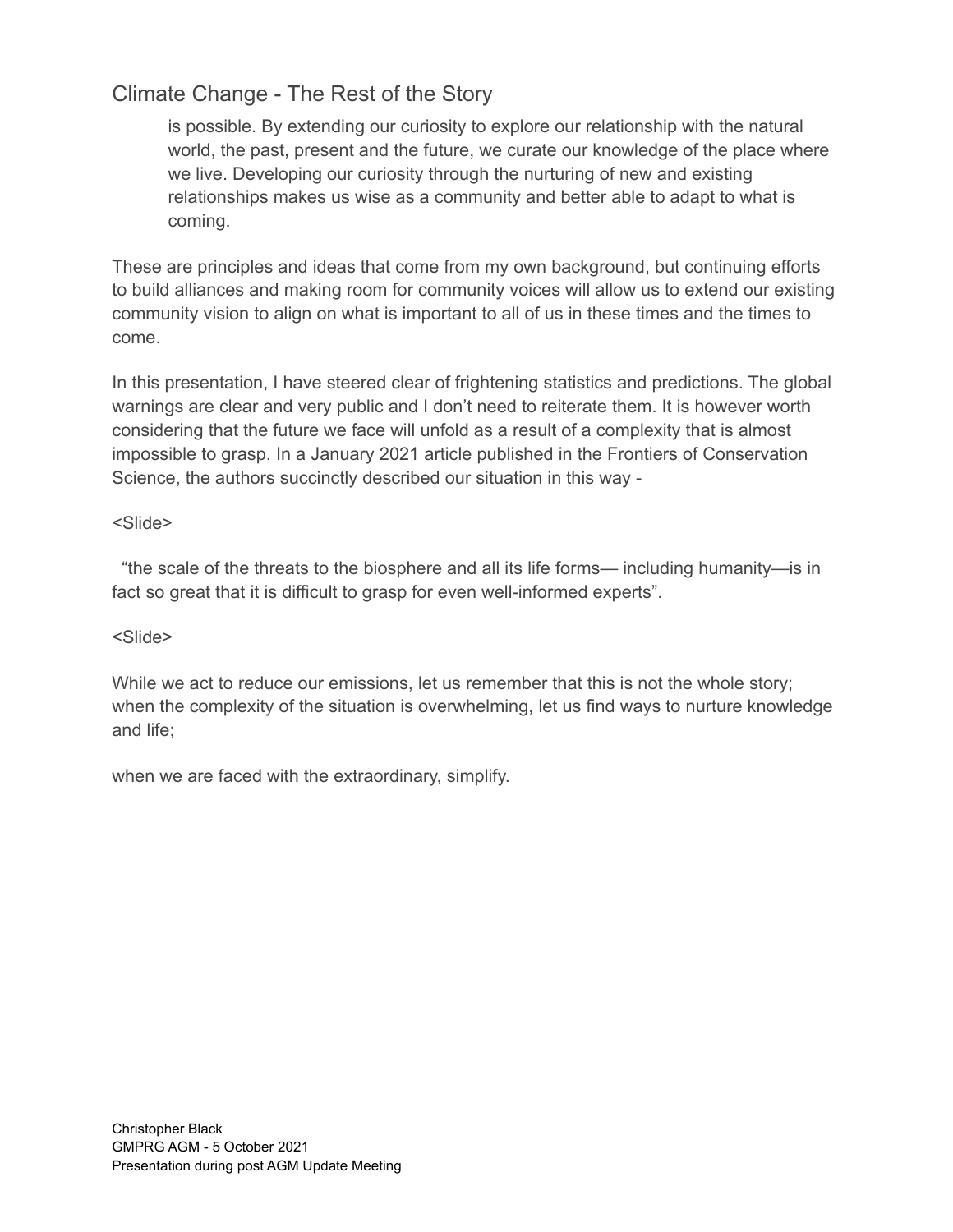> is possible. By extending our curiosity to explore our relationship with the natural world, the past, present and the future, we curate our knowledge of the place where we live. Developing our curiosity through the nurturing of new and existing relationships makes us wise as a community and better able to adapt to what is coming.

These are principles and ideas that come from my own background, but continuing efforts to build alliances and making room for community voices will allow us to extend our existing community vision to align on what is important to all of us in these times and the times to come.

In this presentation, I have steered clear of frightening statistics and predictions. The global warnings are clear and very public and I don't need to reiterate them. It is however worth considering that the future we face will unfold as a result of a complexity that is almost impossible to grasp. In a January 2021 article published in the Frontiers of Conservation Science, the authors succinctly described our situation in this way -

<Slide>

"the scale of the threats to the biosphere and all its life forms— including humanity—is in fact so great that it is difficult to grasp for even well-informed experts".

<Slide>

While we act to reduce our emissions, let us remember that this is not the whole story; when the complexity of the situation is overwhelming, let us find ways to nurture knowledge and life;

when we are faced with the extraordinary, simplify.